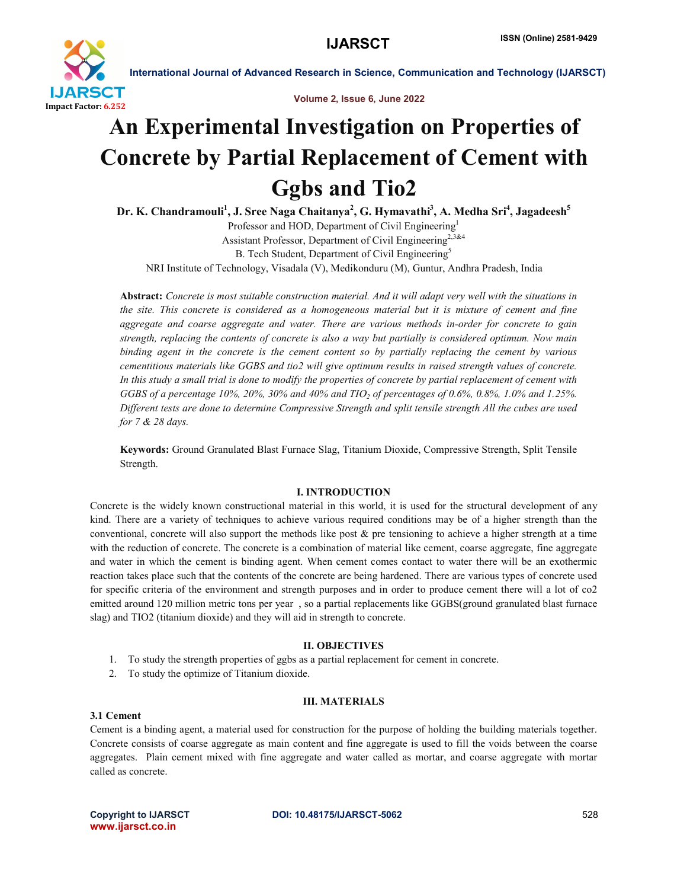# An Experimental Investigation on Properties of Concrete by Partial Replacement of Cement with Ggbs and Tio2

**Dr. K. Chandramouli[1], J. Sree Naga Chaitanya[2], G. Hymavathi[3], A. Medha Sri[4], Jagadeesh[5]**

Professor and HOD, Department of Civil Engineering[1]
Assistant Professor, Department of Civil Engineering[2,3&4]
B. Tech Student, Department of Civil Engineering[5]
NRI Institute of Technology, Visadala (V), Medikonduru (M), Guntur, Andhra Pradesh, India

**Abstract:** *Concrete is most suitable construction material. And it will adapt very well with the situations in the site. This concrete is considered as a homogeneous material but it is mixture of cement and fine aggregate and coarse aggregate and water. There are various methods in-order for concrete to gain strength, replacing the contents of concrete is also a way but partially is considered optimum. Now main binding agent in the concrete is the cement content so by partially replacing the cement by various cementitious materials like GGBS and tio2 will give optimum results in raised strength values of concrete. In this study a small trial is done to modify the properties of concrete by partial replacement of cement with GGBS of a percentage 10%, 20%, 30% and 40% and $TIO_2$ of percentages of 0.6%, 0.8%, 1.0% and 1.25%. Different tests are done to determine Compressive Strength and split tensile strength All the cubes are used for 7 & 28 days.*

**Keywords:** Ground Granulated Blast Furnace Slag, Titanium Dioxide, Compressive Strength, Split Tensile Strength.

## I. INTRODUCTION

Concrete is the widely known constructional material in this world, it is used for the structural development of any kind. There are a variety of techniques to achieve various required conditions may be of a higher strength than the conventional, concrete will also support the methods like post & pre tensioning to achieve a higher strength at a time with the reduction of concrete. The concrete is a combination of material like cement, coarse aggregate, fine aggregate and water in which the cement is binding agent. When cement comes contact to water there will be an exothermic reaction takes place such that the contents of the concrete are being hardened. There are various types of concrete used for specific criteria of the environment and strength purposes and in order to produce cement there will a lot of co2 emitted around 120 million metric tons per year , so a partial replacements like GGBS(ground granulated blast furnace slag) and TIO2 (titanium dioxide) and they will aid in strength to concrete.

## II. OBJECTIVES

1. To study the strength properties of ggbs as a partial replacement for cement in concrete.
2. To study the optimize of Titanium dioxide.

## III. MATERIALS

### 3.1 Cement

Cement is a binding agent, a material used for construction for the purpose of holding the building materials together. Concrete consists of coarse aggregate as main content and fine aggregate is used to fill the voids between the coarse aggregates. Plain cement mixed with fine aggregate and water called as mortar, and coarse aggregate with mortar called as concrete.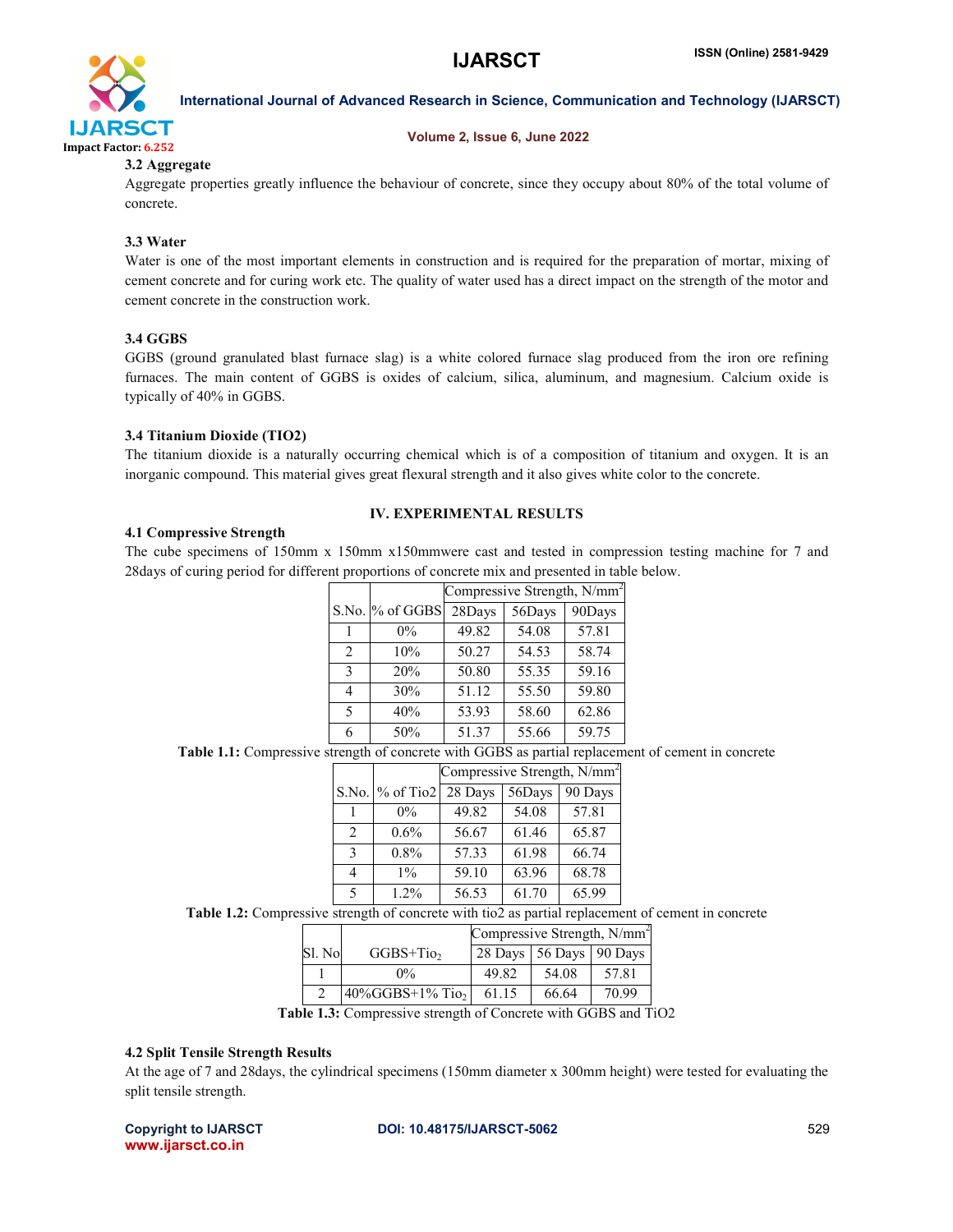### 3.2 Aggregate

Aggregate properties greatly influence the behaviour of concrete, since they occupy about 80% of the total volume of concrete.

### 3.3 Water

Water is one of the most important elements in construction and is required for the preparation of mortar, mixing of cement concrete and for curing work etc. The quality of water used has a direct impact on the strength of the motor and cement concrete in the construction work.

### 3.4 GGBS

GGBS (ground granulated blast furnace slag) is a white colored furnace slag produced from the iron ore refining furnaces. The main content of GGBS is oxides of calcium, silica, aluminum, and magnesium. Calcium oxide is typically of 40% in GGBS.

### 3.4 Titanium Dioxide (TIO2)

The titanium dioxide is a naturally occurring chemical which is of a composition of titanium and oxygen. It is an inorganic compound. This material gives great flexural strength and it also gives white color to the concrete.

## IV. EXPERIMENTAL RESULTS

### 4.1 Compressive Strength

The cube specimens of 150mm x 150mm x150mmwere cast and tested in compression testing machine for 7 and 28days of curing period for different proportions of concrete mix and presented in table below.

| | | Compressive Strength, $N/mm^2$ | | |
|---|---|---|---|---|
| S.No. | % of GGBS | 28Days | 56Days | 90Days |
| 1 | 0% | 49.82 | 54.08 | 57.81 |
| 2 | 10% | 50.27 | 54.53 | 58.74 |
| 3 | 20% | 50.80 | 55.35 | 59.16 |
| 4 | 30% | 51.12 | 55.50 | 59.80 |
| 5 | 40% | 53.93 | 58.60 | 62.86 |
| 6 | 50% | 51.37 | 55.66 | 59.75 |

**Table 1.1:** Compressive strength of concrete with GGBS as partial replacement of cement in concrete

| | | Compressive Strength, $N/mm^2$ | | |
|---|---|---|---|---|
| S.No. | % of Tio2 | 28 Days | 56Days | 90 Days |
| 1 | 0% | 49.82 | 54.08 | 57.81 |
| 2 | 0.6% | 56.67 | 61.46 | 65.87 |
| 3 | 0.8% | 57.33 | 61.98 | 66.74 |
| 4 | 1% | 59.10 | 63.96 | 68.78 |
| 5 | 1.2% | 56.53 | 61.70 | 65.99 |

**Table 1.2:** Compressive strength of concrete with tio2 as partial replacement of cement in concrete

| | | Compressive Strength, $N/mm^2$ | | |
|---|---|---|---|---|
| Sl. No | GGBS+$Tio_2$ | 28 Days | 56 Days | 90 Days |
| 1 | 0% | 49.82 | 54.08 | 57.81 |
| 2 | 40%GGBS+1% $Tio_2$ | 61.15 | 66.64 | 70.99 |

**Table 1.3:** Compressive strength of Concrete with GGBS and TiO2

### 4.2 Split Tensile Strength Results

At the age of 7 and 28days, the cylindrical specimens (150mm diameter x 300mm height) were tested for evaluating the split tensile strength.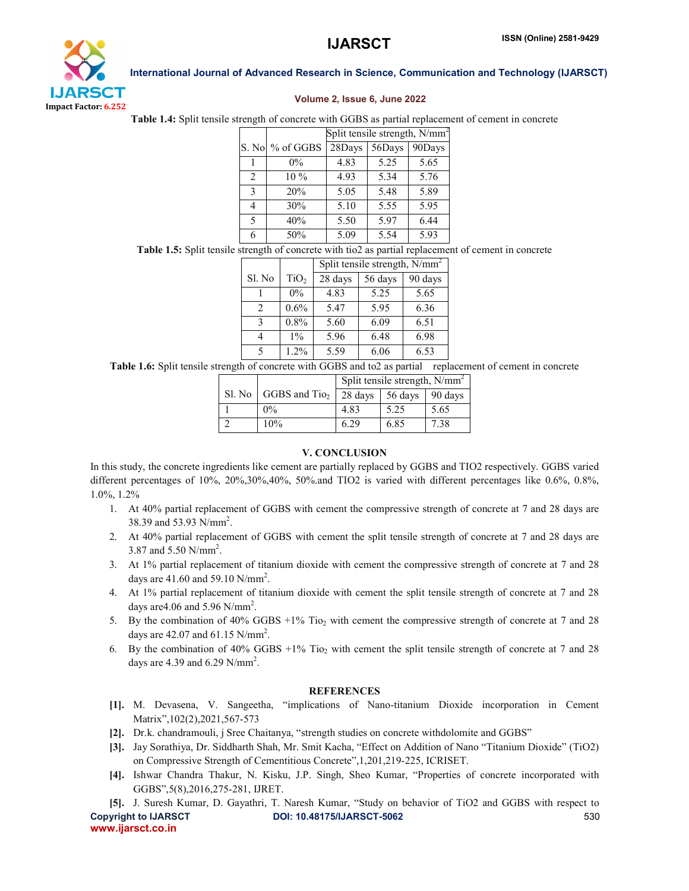**Table 1.4:** Split tensile strength of concrete with GGBS as partial replacement of cement in concrete

| S. No | % of GGBS | Split tensile strength, N/mm$^2$ | | |
|---|---|---|---|---|
| | | 28Days | 56Days | 90Days |
| 1 | 0% | 4.83 | 5.25 | 5.65 |
| 2 | 10 % | 4.93 | 5.34 | 5.76 |
| 3 | 20% | 5.05 | 5.48 | 5.89 |
| 4 | 30% | 5.10 | 5.55 | 5.95 |
| 5 | 40% | 5.50 | 5.97 | 6.44 |
| 6 | 50% | 5.09 | 5.54 | 5.93 |

**Table 1.5:** Split tensile strength of concrete with tio2 as partial replacement of cement in concrete

| Sl. No | $TiO_2$ | Split tensile strength, N/mm$^2$ | | |
|---|---|---|---|---|
| | | 28 days | 56 days | 90 days |
| 1 | 0% | 4.83 | 5.25 | 5.65 |
| 2 | 0.6% | 5.47 | 5.95 | 6.36 |
| 3 | 0.8% | 5.60 | 6.09 | 6.51 |
| 4 | 1% | 5.96 | 6.48 | 6.98 |
| 5 | 1.2% | 5.59 | 6.06 | 6.53 |

**Table 1.6:** Split tensile strength of concrete with GGBS and to2 as partial replacement of cement in concrete

| Sl. No | GGBS and $Tio_2$ | Split tensile strength, N/mm$^2$ | | |
|---|---|---|---|---|
| | | 28 days | 56 days | 90 days |
| 1 | 0% | 4.83 | 5.25 | 5.65 |
| 2 | 10% | 6.29 | 6.85 | 7.38 |

## V. CONCLUSION

In this study, the concrete ingredients like cement are partially replaced by GGBS and TIO2 respectively. GGBS varied different percentages of 10%, 20%,30%,40%, 50%.and TIO2 is varied with different percentages like 0.6%, 0.8%, 1.0%, 1.2%

1. At 40% partial replacement of GGBS with cement the compressive strength of concrete at 7 and 28 days are 38.39 and 53.93 N/mm$^2$.
2. At 40% partial replacement of GGBS with cement the split tensile strength of concrete at 7 and 28 days are 3.87 and 5.50 N/mm$^2$.
3. At 1% partial replacement of titanium dioxide with cement the compressive strength of concrete at 7 and 28 days are 41.60 and 59.10 N/mm$^2$.
4. At 1% partial replacement of titanium dioxide with cement the split tensile strength of concrete at 7 and 28 days are4.06 and 5.96 N/mm$^2$.
5. By the combination of 40% GGBS +1% $Tio_2$ with cement the compressive strength of concrete at 7 and 28 days are 42.07 and 61.15 N/mm$^2$.
6. By the combination of 40% GGBS +1% $Tio_2$ with cement the split tensile strength of concrete at 7 and 28 days are 4.39 and 6.29 N/mm$^2$.

## REFERENCES

[1]. M. Devasena, V. Sangeetha, "implications of Nano-titanium Dioxide incorporation in Cement Matrix",102(2),2021,567-573

[2]. Dr.k. chandramouli, j Sree Chaitanya, "strength studies on concrete withdolomite and GGBS"

[3]. Jay Sorathiya, Dr. Siddharth Shah, Mr. Smit Kacha, "Effect on Addition of Nano "Titanium Dioxide" (TiO2) on Compressive Strength of Cementitious Concrete",1,201,219-225, ICRISET.

[4]. Ishwar Chandra Thakur, N. Kisku, J.P. Singh, Sheo Kumar, "Properties of concrete incorporated with GGBS",5(8),2016,275-281, IJRET.

[5]. J. Suresh Kumar, D. Gayathri, T. Naresh Kumar, "Study on behavior of TiO2 and GGBS with respect to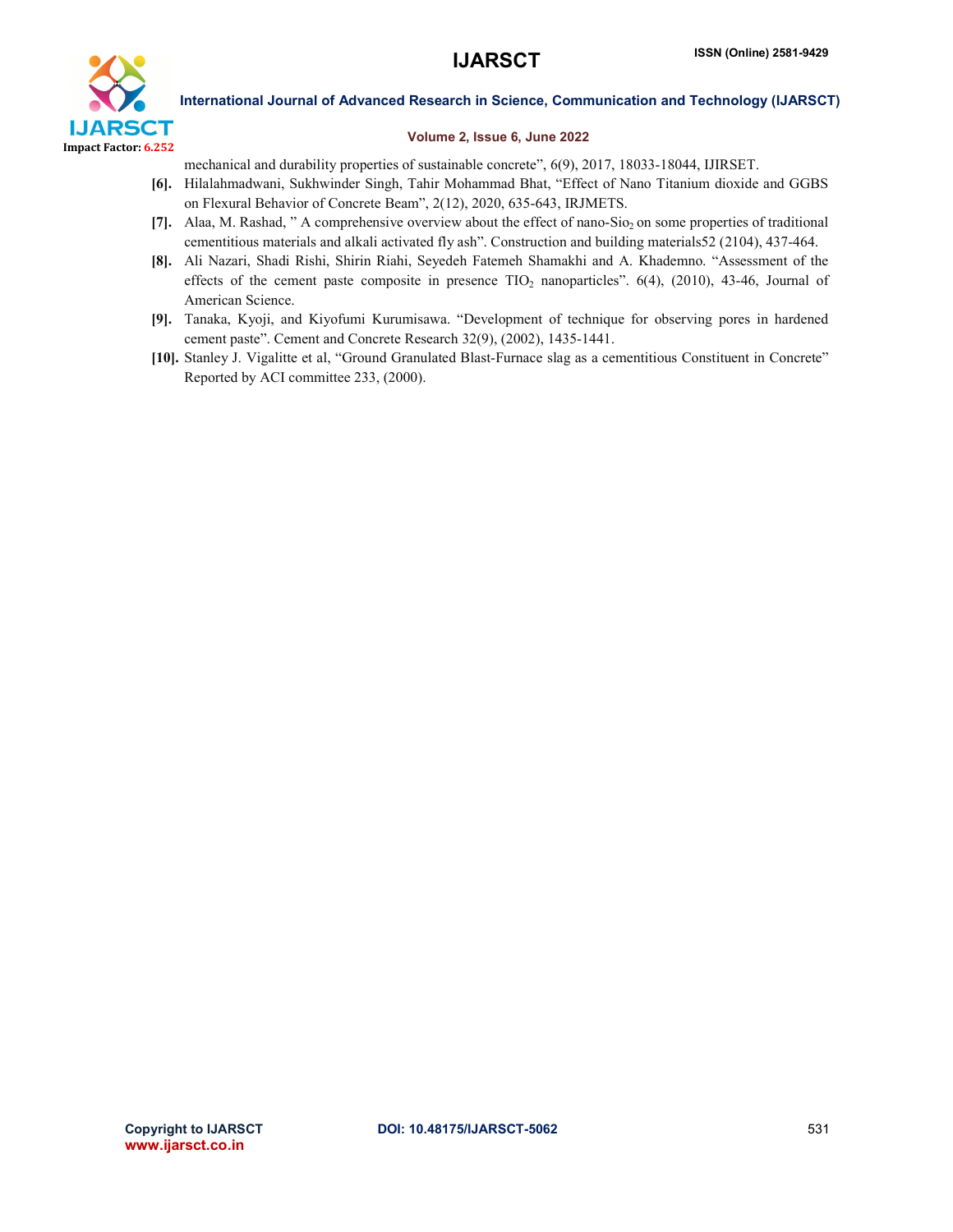mechanical and durability properties of sustainable concrete", 6(9), 2017, 18033-18044, IJIRSET.

**[6].** Hilalahmadwani, Sukhwinder Singh, Tahir Mohammad Bhat, "Effect of Nano Titanium dioxide and GGBS on Flexural Behavior of Concrete Beam", 2(12), 2020, 635-643, IRJMETS.

**[7].** Alaa, M. Rashad, " A comprehensive overview about the effect of nano-$Sio_2$ on some properties of traditional cementitious materials and alkali activated fly ash". Construction and building materials52 (2104), 437-464.

**[8].** Ali Nazari, Shadi Rishi, Shirin Riahi, Seyedeh Fatemeh Shamakhi and A. Khademno. "Assessment of the effects of the cement paste composite in presence $TIO_2$ nanoparticles". 6(4), (2010), 43-46, Journal of American Science.

**[9].** Tanaka, Kyoji, and Kiyofumi Kurumisawa. "Development of technique for observing pores in hardened cement paste". Cement and Concrete Research 32(9), (2002), 1435-1441.

**[10].** Stanley J. Vigalitte et al, "Ground Granulated Blast-Furnace slag as a cementitious Constituent in Concrete" Reported by ACI committee 233, (2000).